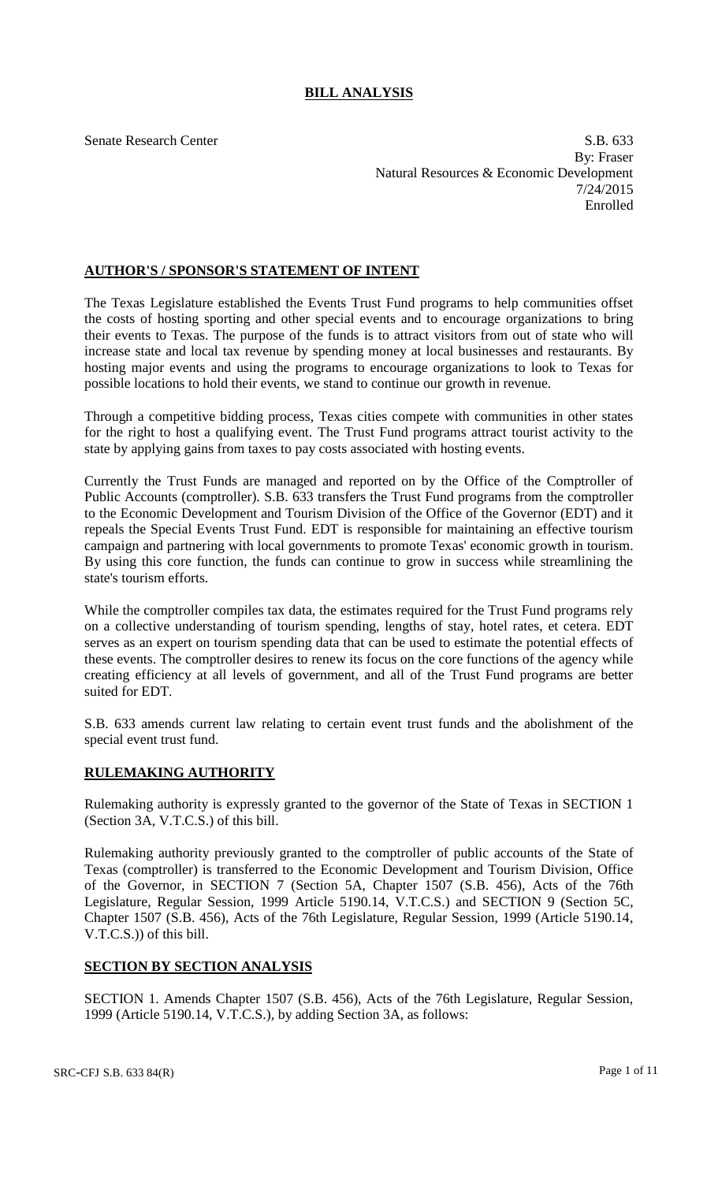# BILL ANALYSIS

Senate Research Center

S.B. 633
By: Fraser
Natural Resources & Economic Development
7/24/2015
Enrolled

## AUTHOR'S / SPONSOR'S STATEMENT OF INTENT

The Texas Legislature established the Events Trust Fund programs to help communities offset the costs of hosting sporting and other special events and to encourage organizations to bring their events to Texas. The purpose of the funds is to attract visitors from out of state who will increase state and local tax revenue by spending money at local businesses and restaurants. By hosting major events and using the programs to encourage organizations to look to Texas for possible locations to hold their events, we stand to continue our growth in revenue.

Through a competitive bidding process, Texas cities compete with communities in other states for the right to host a qualifying event. The Trust Fund programs attract tourist activity to the state by applying gains from taxes to pay costs associated with hosting events.

Currently the Trust Funds are managed and reported on by the Office of the Comptroller of Public Accounts (comptroller). S.B. 633 transfers the Trust Fund programs from the comptroller to the Economic Development and Tourism Division of the Office of the Governor (EDT) and it repeals the Special Events Trust Fund. EDT is responsible for maintaining an effective tourism campaign and partnering with local governments to promote Texas' economic growth in tourism. By using this core function, the funds can continue to grow in success while streamlining the state's tourism efforts.

While the comptroller compiles tax data, the estimates required for the Trust Fund programs rely on a collective understanding of tourism spending, lengths of stay, hotel rates, et cetera. EDT serves as an expert on tourism spending data that can be used to estimate the potential effects of these events. The comptroller desires to renew its focus on the core functions of the agency while creating efficiency at all levels of government, and all of the Trust Fund programs are better suited for EDT.

S.B. 633 amends current law relating to certain event trust funds and the abolishment of the special event trust fund.

## RULEMAKING AUTHORITY

Rulemaking authority is expressly granted to the governor of the State of Texas in SECTION 1 (Section 3A, V.T.C.S.) of this bill.

Rulemaking authority previously granted to the comptroller of public accounts of the State of Texas (comptroller) is transferred to the Economic Development and Tourism Division, Office of the Governor, in SECTION 7 (Section 5A, Chapter 1507 (S.B. 456), Acts of the 76th Legislature, Regular Session, 1999 Article 5190.14, V.T.C.S.) and SECTION 9 (Section 5C, Chapter 1507 (S.B. 456), Acts of the 76th Legislature, Regular Session, 1999 (Article 5190.14, V.T.C.S.)) of this bill.

## SECTION BY SECTION ANALYSIS

SECTION 1. Amends Chapter 1507 (S.B. 456), Acts of the 76th Legislature, Regular Session, 1999 (Article 5190.14, V.T.C.S.), by adding Section 3A, as follows: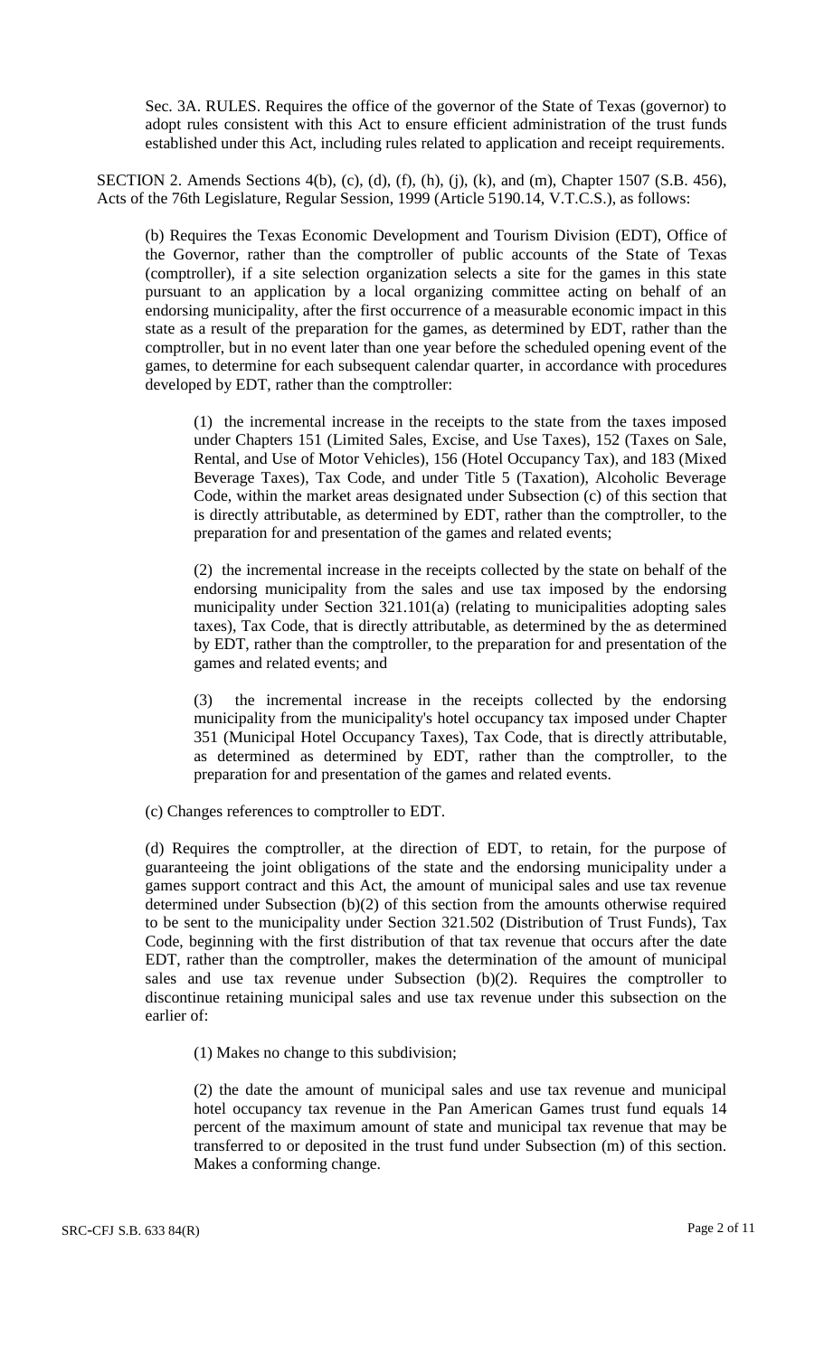Sec. 3A. RULES. Requires the office of the governor of the State of Texas (governor) to adopt rules consistent with this Act to ensure efficient administration of the trust funds established under this Act, including rules related to application and receipt requirements.

SECTION 2. Amends Sections 4(b), (c), (d), (f), (h), (j), (k), and (m), Chapter 1507 (S.B. 456), Acts of the 76th Legislature, Regular Session, 1999 (Article 5190.14, V.T.C.S.), as follows:

(b) Requires the Texas Economic Development and Tourism Division (EDT), Office of the Governor, rather than the comptroller of public accounts of the State of Texas (comptroller), if a site selection organization selects a site for the games in this state pursuant to an application by a local organizing committee acting on behalf of an endorsing municipality, after the first occurrence of a measurable economic impact in this state as a result of the preparation for the games, as determined by EDT, rather than the comptroller, but in no event later than one year before the scheduled opening event of the games, to determine for each subsequent calendar quarter, in accordance with procedures developed by EDT, rather than the comptroller:

(1) the incremental increase in the receipts to the state from the taxes imposed under Chapters 151 (Limited Sales, Excise, and Use Taxes), 152 (Taxes on Sale, Rental, and Use of Motor Vehicles), 156 (Hotel Occupancy Tax), and 183 (Mixed Beverage Taxes), Tax Code, and under Title 5 (Taxation), Alcoholic Beverage Code, within the market areas designated under Subsection (c) of this section that is directly attributable, as determined by EDT, rather than the comptroller, to the preparation for and presentation of the games and related events;

(2) the incremental increase in the receipts collected by the state on behalf of the endorsing municipality from the sales and use tax imposed by the endorsing municipality under Section 321.101(a) (relating to municipalities adopting sales taxes), Tax Code, that is directly attributable, as determined by the as determined by EDT, rather than the comptroller, to the preparation for and presentation of the games and related events; and

(3) the incremental increase in the receipts collected by the endorsing municipality from the municipality's hotel occupancy tax imposed under Chapter 351 (Municipal Hotel Occupancy Taxes), Tax Code, that is directly attributable, as determined as determined by EDT, rather than the comptroller, to the preparation for and presentation of the games and related events.

(c) Changes references to comptroller to EDT.

(d) Requires the comptroller, at the direction of EDT, to retain, for the purpose of guaranteeing the joint obligations of the state and the endorsing municipality under a games support contract and this Act, the amount of municipal sales and use tax revenue determined under Subsection (b)(2) of this section from the amounts otherwise required to be sent to the municipality under Section 321.502 (Distribution of Trust Funds), Tax Code, beginning with the first distribution of that tax revenue that occurs after the date EDT, rather than the comptroller, makes the determination of the amount of municipal sales and use tax revenue under Subsection (b)(2). Requires the comptroller to discontinue retaining municipal sales and use tax revenue under this subsection on the earlier of:

(1) Makes no change to this subdivision;

(2) the date the amount of municipal sales and use tax revenue and municipal hotel occupancy tax revenue in the Pan American Games trust fund equals 14 percent of the maximum amount of state and municipal tax revenue that may be transferred to or deposited in the trust fund under Subsection (m) of this section. Makes a conforming change.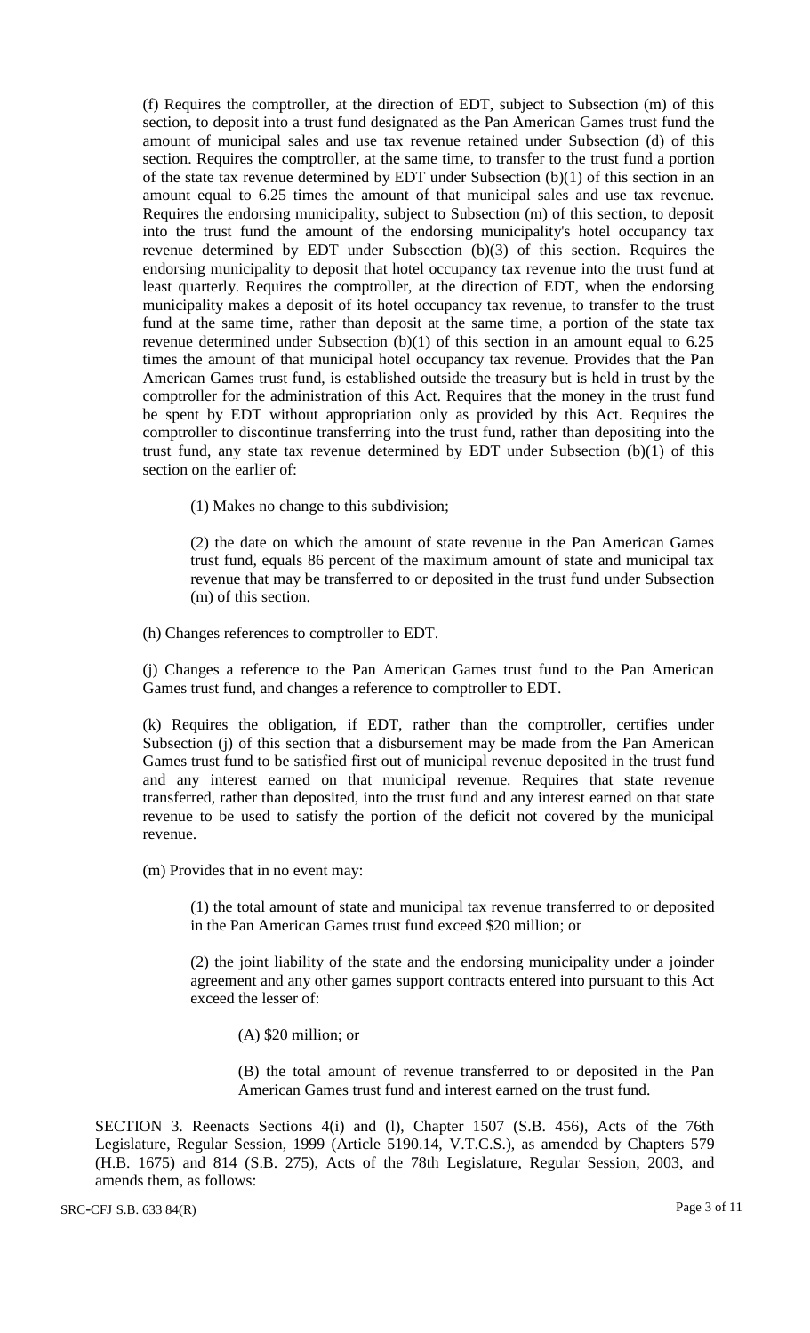(f) Requires the comptroller, at the direction of EDT, subject to Subsection (m) of this section, to deposit into a trust fund designated as the Pan American Games trust fund the amount of municipal sales and use tax revenue retained under Subsection (d) of this section. Requires the comptroller, at the same time, to transfer to the trust fund a portion of the state tax revenue determined by EDT under Subsection (b)(1) of this section in an amount equal to 6.25 times the amount of that municipal sales and use tax revenue. Requires the endorsing municipality, subject to Subsection (m) of this section, to deposit into the trust fund the amount of the endorsing municipality's hotel occupancy tax revenue determined by EDT under Subsection (b)(3) of this section. Requires the endorsing municipality to deposit that hotel occupancy tax revenue into the trust fund at least quarterly. Requires the comptroller, at the direction of EDT, when the endorsing municipality makes a deposit of its hotel occupancy tax revenue, to transfer to the trust fund at the same time, rather than deposit at the same time, a portion of the state tax revenue determined under Subsection (b)(1) of this section in an amount equal to 6.25 times the amount of that municipal hotel occupancy tax revenue. Provides that the Pan American Games trust fund, is established outside the treasury but is held in trust by the comptroller for the administration of this Act. Requires that the money in the trust fund be spent by EDT without appropriation only as provided by this Act. Requires the comptroller to discontinue transferring into the trust fund, rather than depositing into the trust fund, any state tax revenue determined by EDT under Subsection (b)(1) of this section on the earlier of:

> (1) Makes no change to this subdivision;
>
> (2) the date on which the amount of state revenue in the Pan American Games trust fund, equals 86 percent of the maximum amount of state and municipal tax revenue that may be transferred to or deposited in the trust fund under Subsection (m) of this section.

(h) Changes references to comptroller to EDT.

(j) Changes a reference to the Pan American Games trust fund to the Pan American Games trust fund, and changes a reference to comptroller to EDT.

(k) Requires the obligation, if EDT, rather than the comptroller, certifies under Subsection (j) of this section that a disbursement may be made from the Pan American Games trust fund to be satisfied first out of municipal revenue deposited in the trust fund and any interest earned on that municipal revenue. Requires that state revenue transferred, rather than deposited, into the trust fund and any interest earned on that state revenue to be used to satisfy the portion of the deficit not covered by the municipal revenue.

(m) Provides that in no event may:

> (1) the total amount of state and municipal tax revenue transferred to or deposited in the Pan American Games trust fund exceed $20 million; or
>
> (2) the joint liability of the state and the endorsing municipality under a joinder agreement and any other games support contracts entered into pursuant to this Act exceed the lesser of:
>
> > (A) $20 million; or
> >
> > (B) the total amount of revenue transferred to or deposited in the Pan American Games trust fund and interest earned on the trust fund.

SECTION 3. Reenacts Sections 4(i) and (l), Chapter 1507 (S.B. 456), Acts of the 76th Legislature, Regular Session, 1999 (Article 5190.14, V.T.C.S.), as amended by Chapters 579 (H.B. 1675) and 814 (S.B. 275), Acts of the 78th Legislature, Regular Session, 2003, and amends them, as follows: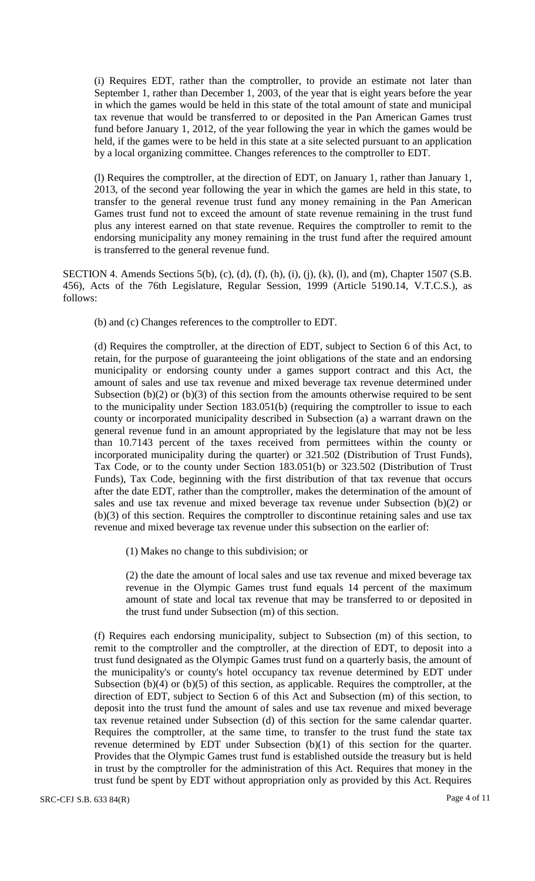(i) Requires EDT, rather than the comptroller, to provide an estimate not later than September 1, rather than December 1, 2003, of the year that is eight years before the year in which the games would be held in this state of the total amount of state and municipal tax revenue that would be transferred to or deposited in the Pan American Games trust fund before January 1, 2012, of the year following the year in which the games would be held, if the games were to be held in this state at a site selected pursuant to an application by a local organizing committee. Changes references to the comptroller to EDT.

(l) Requires the comptroller, at the direction of EDT, on January 1, rather than January 1, 2013, of the second year following the year in which the games are held in this state, to transfer to the general revenue trust fund any money remaining in the Pan American Games trust fund not to exceed the amount of state revenue remaining in the trust fund plus any interest earned on that state revenue. Requires the comptroller to remit to the endorsing municipality any money remaining in the trust fund after the required amount is transferred to the general revenue fund.

SECTION 4. Amends Sections 5(b), (c), (d), (f), (h), (i), (j), (k), (l), and (m), Chapter 1507 (S.B. 456), Acts of the 76th Legislature, Regular Session, 1999 (Article 5190.14, V.T.C.S.), as follows:

(b) and (c) Changes references to the comptroller to EDT.

(d) Requires the comptroller, at the direction of EDT, subject to Section 6 of this Act, to retain, for the purpose of guaranteeing the joint obligations of the state and an endorsing municipality or endorsing county under a games support contract and this Act, the amount of sales and use tax revenue and mixed beverage tax revenue determined under Subsection (b)(2) or (b)(3) of this section from the amounts otherwise required to be sent to the municipality under Section 183.051(b) (requiring the comptroller to issue to each county or incorporated municipality described in Subsection (a) a warrant drawn on the general revenue fund in an amount appropriated by the legislature that may not be less than 10.7143 percent of the taxes received from permittees within the county or incorporated municipality during the quarter) or 321.502 (Distribution of Trust Funds), Tax Code, or to the county under Section 183.051(b) or 323.502 (Distribution of Trust Funds), Tax Code, beginning with the first distribution of that tax revenue that occurs after the date EDT, rather than the comptroller, makes the determination of the amount of sales and use tax revenue and mixed beverage tax revenue under Subsection (b)(2) or (b)(3) of this section. Requires the comptroller to discontinue retaining sales and use tax revenue and mixed beverage tax revenue under this subsection on the earlier of:

(1) Makes no change to this subdivision; or

(2) the date the amount of local sales and use tax revenue and mixed beverage tax revenue in the Olympic Games trust fund equals 14 percent of the maximum amount of state and local tax revenue that may be transferred to or deposited in the trust fund under Subsection (m) of this section.

(f) Requires each endorsing municipality, subject to Subsection (m) of this section, to remit to the comptroller and the comptroller, at the direction of EDT, to deposit into a trust fund designated as the Olympic Games trust fund on a quarterly basis, the amount of the municipality's or county's hotel occupancy tax revenue determined by EDT under Subsection (b)(4) or (b)(5) of this section, as applicable. Requires the comptroller, at the direction of EDT, subject to Section 6 of this Act and Subsection (m) of this section, to deposit into the trust fund the amount of sales and use tax revenue and mixed beverage tax revenue retained under Subsection (d) of this section for the same calendar quarter. Requires the comptroller, at the same time, to transfer to the trust fund the state tax revenue determined by EDT under Subsection (b)(1) of this section for the quarter. Provides that the Olympic Games trust fund is established outside the treasury but is held in trust by the comptroller for the administration of this Act. Requires that money in the trust fund be spent by EDT without appropriation only as provided by this Act. Requires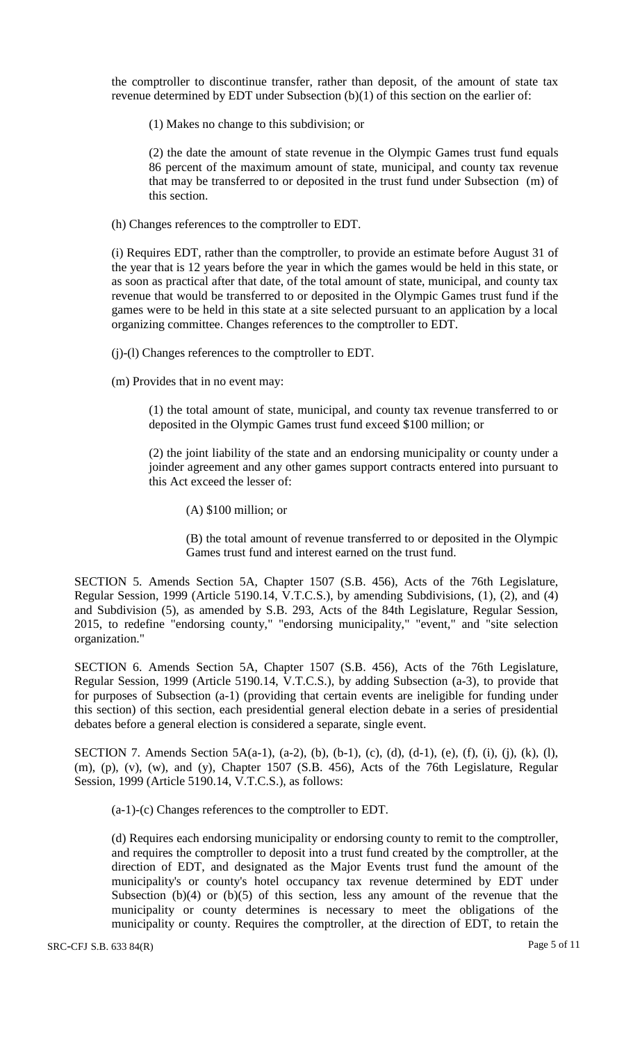the comptroller to discontinue transfer, rather than deposit, of the amount of state tax revenue determined by EDT under Subsection (b)(1) of this section on the earlier of:

(1) Makes no change to this subdivision; or

(2) the date the amount of state revenue in the Olympic Games trust fund equals 86 percent of the maximum amount of state, municipal, and county tax revenue that may be transferred to or deposited in the trust fund under Subsection (m) of this section.

(h) Changes references to the comptroller to EDT.

(i) Requires EDT, rather than the comptroller, to provide an estimate before August 31 of the year that is 12 years before the year in which the games would be held in this state, or as soon as practical after that date, of the total amount of state, municipal, and county tax revenue that would be transferred to or deposited in the Olympic Games trust fund if the games were to be held in this state at a site selected pursuant to an application by a local organizing committee. Changes references to the comptroller to EDT.

(j)-(l) Changes references to the comptroller to EDT.

(m) Provides that in no event may:

(1) the total amount of state, municipal, and county tax revenue transferred to or deposited in the Olympic Games trust fund exceed $100 million; or

(2) the joint liability of the state and an endorsing municipality or county under a joinder agreement and any other games support contracts entered into pursuant to this Act exceed the lesser of:

(A) $100 million; or

(B) the total amount of revenue transferred to or deposited in the Olympic Games trust fund and interest earned on the trust fund.

SECTION 5. Amends Section 5A, Chapter 1507 (S.B. 456), Acts of the 76th Legislature, Regular Session, 1999 (Article 5190.14, V.T.C.S.), by amending Subdivisions, (1), (2), and (4) and Subdivision (5), as amended by S.B. 293, Acts of the 84th Legislature, Regular Session, 2015, to redefine "endorsing county," "endorsing municipality," "event," and "site selection organization."

SECTION 6. Amends Section 5A, Chapter 1507 (S.B. 456), Acts of the 76th Legislature, Regular Session, 1999 (Article 5190.14, V.T.C.S.), by adding Subsection (a-3), to provide that for purposes of Subsection (a-1) (providing that certain events are ineligible for funding under this section) of this section, each presidential general election debate in a series of presidential debates before a general election is considered a separate, single event.

SECTION 7. Amends Section 5A(a-1), (a-2), (b), (b-1), (c), (d), (d-1), (e), (f), (i), (j), (k), (l), (m), (p), (v), (w), and (y), Chapter 1507 (S.B. 456), Acts of the 76th Legislature, Regular Session, 1999 (Article 5190.14, V.T.C.S.), as follows:

(a-1)-(c) Changes references to the comptroller to EDT.

(d) Requires each endorsing municipality or endorsing county to remit to the comptroller, and requires the comptroller to deposit into a trust fund created by the comptroller, at the direction of EDT, and designated as the Major Events trust fund the amount of the municipality's or county's hotel occupancy tax revenue determined by EDT under Subsection (b)(4) or (b)(5) of this section, less any amount of the revenue that the municipality or county determines is necessary to meet the obligations of the municipality or county. Requires the comptroller, at the direction of EDT, to retain the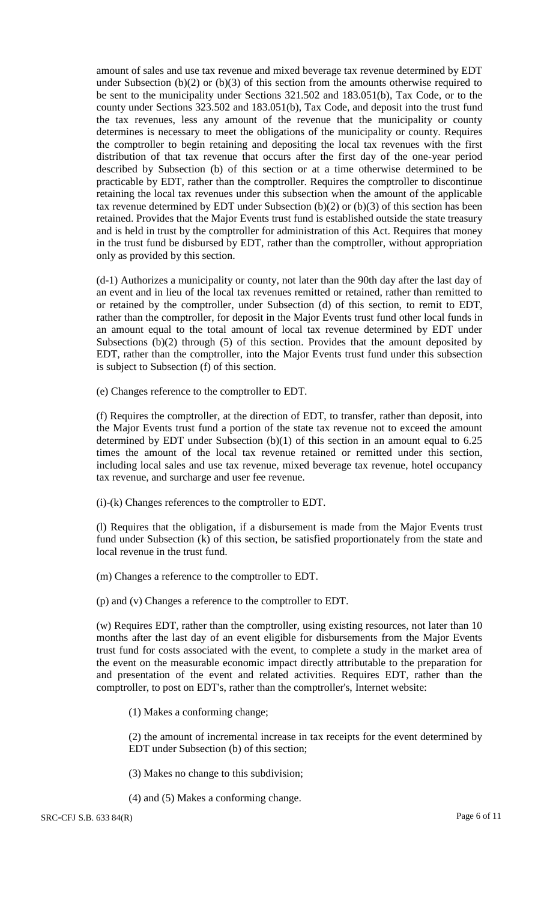amount of sales and use tax revenue and mixed beverage tax revenue determined by EDT under Subsection (b)(2) or (b)(3) of this section from the amounts otherwise required to be sent to the municipality under Sections 321.502 and 183.051(b), Tax Code, or to the county under Sections 323.502 and 183.051(b), Tax Code, and deposit into the trust fund the tax revenues, less any amount of the revenue that the municipality or county determines is necessary to meet the obligations of the municipality or county. Requires the comptroller to begin retaining and depositing the local tax revenues with the first distribution of that tax revenue that occurs after the first day of the one-year period described by Subsection (b) of this section or at a time otherwise determined to be practicable by EDT, rather than the comptroller. Requires the comptroller to discontinue retaining the local tax revenues under this subsection when the amount of the applicable tax revenue determined by EDT under Subsection (b)(2) or (b)(3) of this section has been retained. Provides that the Major Events trust fund is established outside the state treasury and is held in trust by the comptroller for administration of this Act. Requires that money in the trust fund be disbursed by EDT, rather than the comptroller, without appropriation only as provided by this section.

(d-1) Authorizes a municipality or county, not later than the 90th day after the last day of an event and in lieu of the local tax revenues remitted or retained, rather than remitted to or retained by the comptroller, under Subsection (d) of this section, to remit to EDT, rather than the comptroller, for deposit in the Major Events trust fund other local funds in an amount equal to the total amount of local tax revenue determined by EDT under Subsections (b)(2) through (5) of this section. Provides that the amount deposited by EDT, rather than the comptroller, into the Major Events trust fund under this subsection is subject to Subsection (f) of this section.

(e) Changes reference to the comptroller to EDT.

(f) Requires the comptroller, at the direction of EDT, to transfer, rather than deposit, into the Major Events trust fund a portion of the state tax revenue not to exceed the amount determined by EDT under Subsection (b)(1) of this section in an amount equal to 6.25 times the amount of the local tax revenue retained or remitted under this section, including local sales and use tax revenue, mixed beverage tax revenue, hotel occupancy tax revenue, and surcharge and user fee revenue.

(i)-(k) Changes references to the comptroller to EDT.

(l) Requires that the obligation, if a disbursement is made from the Major Events trust fund under Subsection (k) of this section, be satisfied proportionately from the state and local revenue in the trust fund.

(m) Changes a reference to the comptroller to EDT.

(p) and (v) Changes a reference to the comptroller to EDT.

(w) Requires EDT, rather than the comptroller, using existing resources, not later than 10 months after the last day of an event eligible for disbursements from the Major Events trust fund for costs associated with the event, to complete a study in the market area of the event on the measurable economic impact directly attributable to the preparation for and presentation of the event and related activities. Requires EDT, rather than the comptroller, to post on EDT's, rather than the comptroller's, Internet website:

(1) Makes a conforming change;

(2) the amount of incremental increase in tax receipts for the event determined by EDT under Subsection (b) of this section;

(3) Makes no change to this subdivision;

(4) and (5) Makes a conforming change.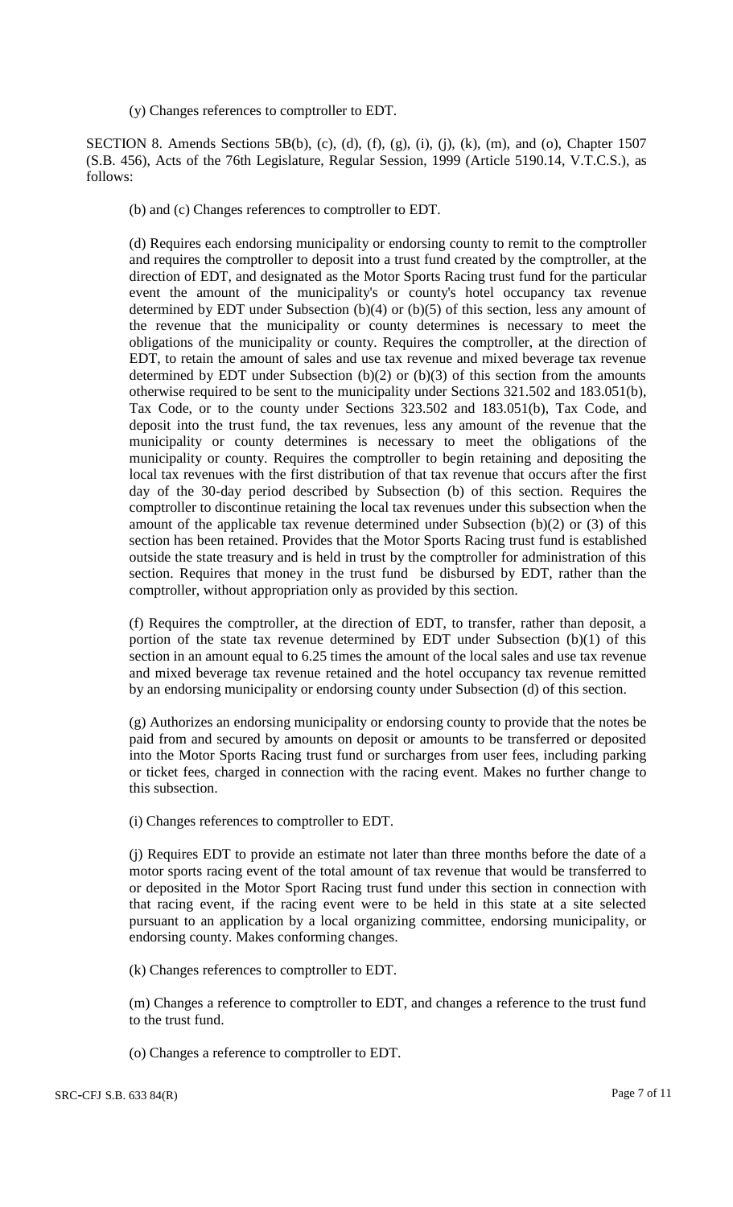(y) Changes references to comptroller to EDT.

SECTION 8. Amends Sections 5B(b), (c), (d), (f), (g), (i), (j), (k), (m), and (o), Chapter 1507 (S.B. 456), Acts of the 76th Legislature, Regular Session, 1999 (Article 5190.14, V.T.C.S.), as follows:

(b) and (c) Changes references to comptroller to EDT.

(d) Requires each endorsing municipality or endorsing county to remit to the comptroller and requires the comptroller to deposit into a trust fund created by the comptroller, at the direction of EDT, and designated as the Motor Sports Racing trust fund for the particular event the amount of the municipality's or county's hotel occupancy tax revenue determined by EDT under Subsection (b)(4) or (b)(5) of this section, less any amount of the revenue that the municipality or county determines is necessary to meet the obligations of the municipality or county. Requires the comptroller, at the direction of EDT, to retain the amount of sales and use tax revenue and mixed beverage tax revenue determined by EDT under Subsection (b)(2) or (b)(3) of this section from the amounts otherwise required to be sent to the municipality under Sections 321.502 and 183.051(b), Tax Code, or to the county under Sections 323.502 and 183.051(b), Tax Code, and deposit into the trust fund, the tax revenues, less any amount of the revenue that the municipality or county determines is necessary to meet the obligations of the municipality or county. Requires the comptroller to begin retaining and depositing the local tax revenues with the first distribution of that tax revenue that occurs after the first day of the 30-day period described by Subsection (b) of this section. Requires the comptroller to discontinue retaining the local tax revenues under this subsection when the amount of the applicable tax revenue determined under Subsection (b)(2) or (3) of this section has been retained. Provides that the Motor Sports Racing trust fund is established outside the state treasury and is held in trust by the comptroller for administration of this section. Requires that money in the trust fund be disbursed by EDT, rather than the comptroller, without appropriation only as provided by this section.

(f) Requires the comptroller, at the direction of EDT, to transfer, rather than deposit, a portion of the state tax revenue determined by EDT under Subsection (b)(1) of this section in an amount equal to 6.25 times the amount of the local sales and use tax revenue and mixed beverage tax revenue retained and the hotel occupancy tax revenue remitted by an endorsing municipality or endorsing county under Subsection (d) of this section.

(g) Authorizes an endorsing municipality or endorsing county to provide that the notes be paid from and secured by amounts on deposit or amounts to be transferred or deposited into the Motor Sports Racing trust fund or surcharges from user fees, including parking or ticket fees, charged in connection with the racing event. Makes no further change to this subsection.

(i) Changes references to comptroller to EDT.

(j) Requires EDT to provide an estimate not later than three months before the date of a motor sports racing event of the total amount of tax revenue that would be transferred to or deposited in the Motor Sport Racing trust fund under this section in connection with that racing event, if the racing event were to be held in this state at a site selected pursuant to an application by a local organizing committee, endorsing municipality, or endorsing county. Makes conforming changes.

(k) Changes references to comptroller to EDT.

(m) Changes a reference to comptroller to EDT, and changes a reference to the trust fund to the trust fund.

(o) Changes a reference to comptroller to EDT.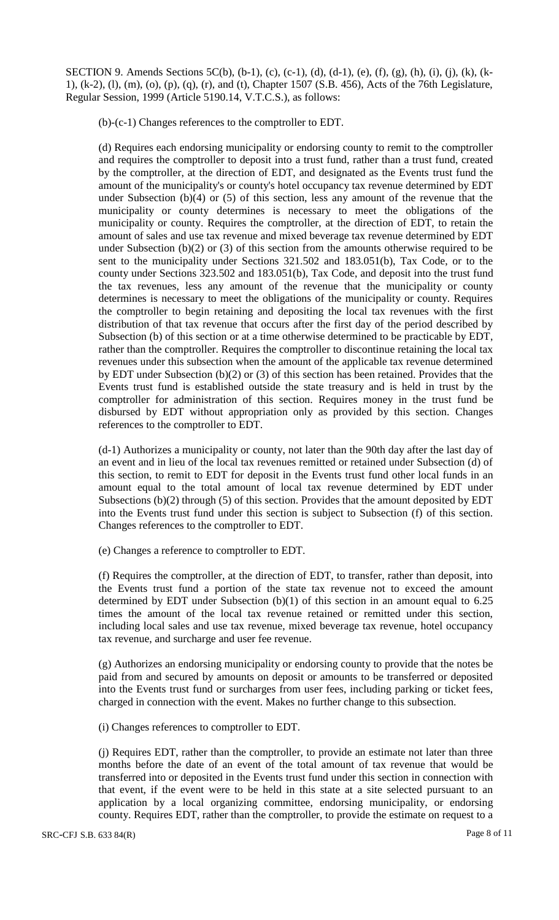SECTION 9. Amends Sections 5C(b), (b-1), (c), (c-1), (d), (d-1), (e), (f), (g), (h), (i), (j), (k), (k-1), (k-2), (l), (m), (o), (p), (q), (r), and (t), Chapter 1507 (S.B. 456), Acts of the 76th Legislature, Regular Session, 1999 (Article 5190.14, V.T.C.S.), as follows:

(b)-(c-1) Changes references to the comptroller to EDT.

(d) Requires each endorsing municipality or endorsing county to remit to the comptroller and requires the comptroller to deposit into a trust fund, rather than a trust fund, created by the comptroller, at the direction of EDT, and designated as the Events trust fund the amount of the municipality's or county's hotel occupancy tax revenue determined by EDT under Subsection (b)(4) or (5) of this section, less any amount of the revenue that the municipality or county determines is necessary to meet the obligations of the municipality or county. Requires the comptroller, at the direction of EDT, to retain the amount of sales and use tax revenue and mixed beverage tax revenue determined by EDT under Subsection (b)(2) or (3) of this section from the amounts otherwise required to be sent to the municipality under Sections 321.502 and 183.051(b), Tax Code, or to the county under Sections 323.502 and 183.051(b), Tax Code, and deposit into the trust fund the tax revenues, less any amount of the revenue that the municipality or county determines is necessary to meet the obligations of the municipality or county. Requires the comptroller to begin retaining and depositing the local tax revenues with the first distribution of that tax revenue that occurs after the first day of the period described by Subsection (b) of this section or at a time otherwise determined to be practicable by EDT, rather than the comptroller. Requires the comptroller to discontinue retaining the local tax revenues under this subsection when the amount of the applicable tax revenue determined by EDT under Subsection (b)(2) or (3) of this section has been retained. Provides that the Events trust fund is established outside the state treasury and is held in trust by the comptroller for administration of this section. Requires money in the trust fund be disbursed by EDT without appropriation only as provided by this section. Changes references to the comptroller to EDT.

(d-1) Authorizes a municipality or county, not later than the 90th day after the last day of an event and in lieu of the local tax revenues remitted or retained under Subsection (d) of this section, to remit to EDT for deposit in the Events trust fund other local funds in an amount equal to the total amount of local tax revenue determined by EDT under Subsections (b)(2) through (5) of this section. Provides that the amount deposited by EDT into the Events trust fund under this section is subject to Subsection (f) of this section. Changes references to the comptroller to EDT.

(e) Changes a reference to comptroller to EDT.

(f) Requires the comptroller, at the direction of EDT, to transfer, rather than deposit, into the Events trust fund a portion of the state tax revenue not to exceed the amount determined by EDT under Subsection (b)(1) of this section in an amount equal to 6.25 times the amount of the local tax revenue retained or remitted under this section, including local sales and use tax revenue, mixed beverage tax revenue, hotel occupancy tax revenue, and surcharge and user fee revenue.

(g) Authorizes an endorsing municipality or endorsing county to provide that the notes be paid from and secured by amounts on deposit or amounts to be transferred or deposited into the Events trust fund or surcharges from user fees, including parking or ticket fees, charged in connection with the event. Makes no further change to this subsection.

(i) Changes references to comptroller to EDT.

(j) Requires EDT, rather than the comptroller, to provide an estimate not later than three months before the date of an event of the total amount of tax revenue that would be transferred into or deposited in the Events trust fund under this section in connection with that event, if the event were to be held in this state at a site selected pursuant to an application by a local organizing committee, endorsing municipality, or endorsing county. Requires EDT, rather than the comptroller, to provide the estimate on request to a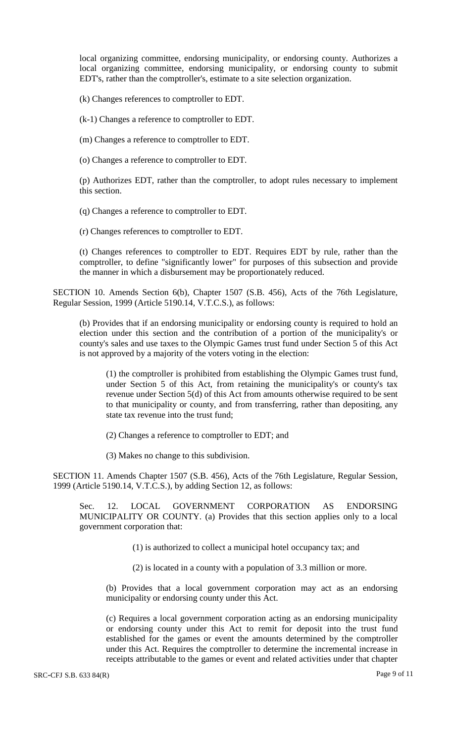local organizing committee, endorsing municipality, or endorsing county. Authorizes a local organizing committee, endorsing municipality, or endorsing county to submit EDT's, rather than the comptroller's, estimate to a site selection organization.

(k) Changes references to comptroller to EDT.

(k-1) Changes a reference to comptroller to EDT.

(m) Changes a reference to comptroller to EDT.

(o) Changes a reference to comptroller to EDT.

(p) Authorizes EDT, rather than the comptroller, to adopt rules necessary to implement this section.

(q) Changes a reference to comptroller to EDT.

(r) Changes references to comptroller to EDT.

(t) Changes references to comptroller to EDT. Requires EDT by rule, rather than the comptroller, to define "significantly lower" for purposes of this subsection and provide the manner in which a disbursement may be proportionately reduced.

SECTION 10. Amends Section 6(b), Chapter 1507 (S.B. 456), Acts of the 76th Legislature, Regular Session, 1999 (Article 5190.14, V.T.C.S.), as follows:

(b) Provides that if an endorsing municipality or endorsing county is required to hold an election under this section and the contribution of a portion of the municipality's or county's sales and use taxes to the Olympic Games trust fund under Section 5 of this Act is not approved by a majority of the voters voting in the election:

(1) the comptroller is prohibited from establishing the Olympic Games trust fund, under Section 5 of this Act, from retaining the municipality's or county's tax revenue under Section 5(d) of this Act from amounts otherwise required to be sent to that municipality or county, and from transferring, rather than depositing, any state tax revenue into the trust fund;

(2) Changes a reference to comptroller to EDT; and

(3) Makes no change to this subdivision.

SECTION 11. Amends Chapter 1507 (S.B. 456), Acts of the 76th Legislature, Regular Session, 1999 (Article 5190.14, V.T.C.S.), by adding Section 12, as follows:

Sec. 12. LOCAL GOVERNMENT CORPORATION AS ENDORSING MUNICIPALITY OR COUNTY. (a) Provides that this section applies only to a local government corporation that:

(1) is authorized to collect a municipal hotel occupancy tax; and

(2) is located in a county with a population of 3.3 million or more.

(b) Provides that a local government corporation may act as an endorsing municipality or endorsing county under this Act.

(c) Requires a local government corporation acting as an endorsing municipality or endorsing county under this Act to remit for deposit into the trust fund established for the games or event the amounts determined by the comptroller under this Act. Requires the comptroller to determine the incremental increase in receipts attributable to the games or event and related activities under that chapter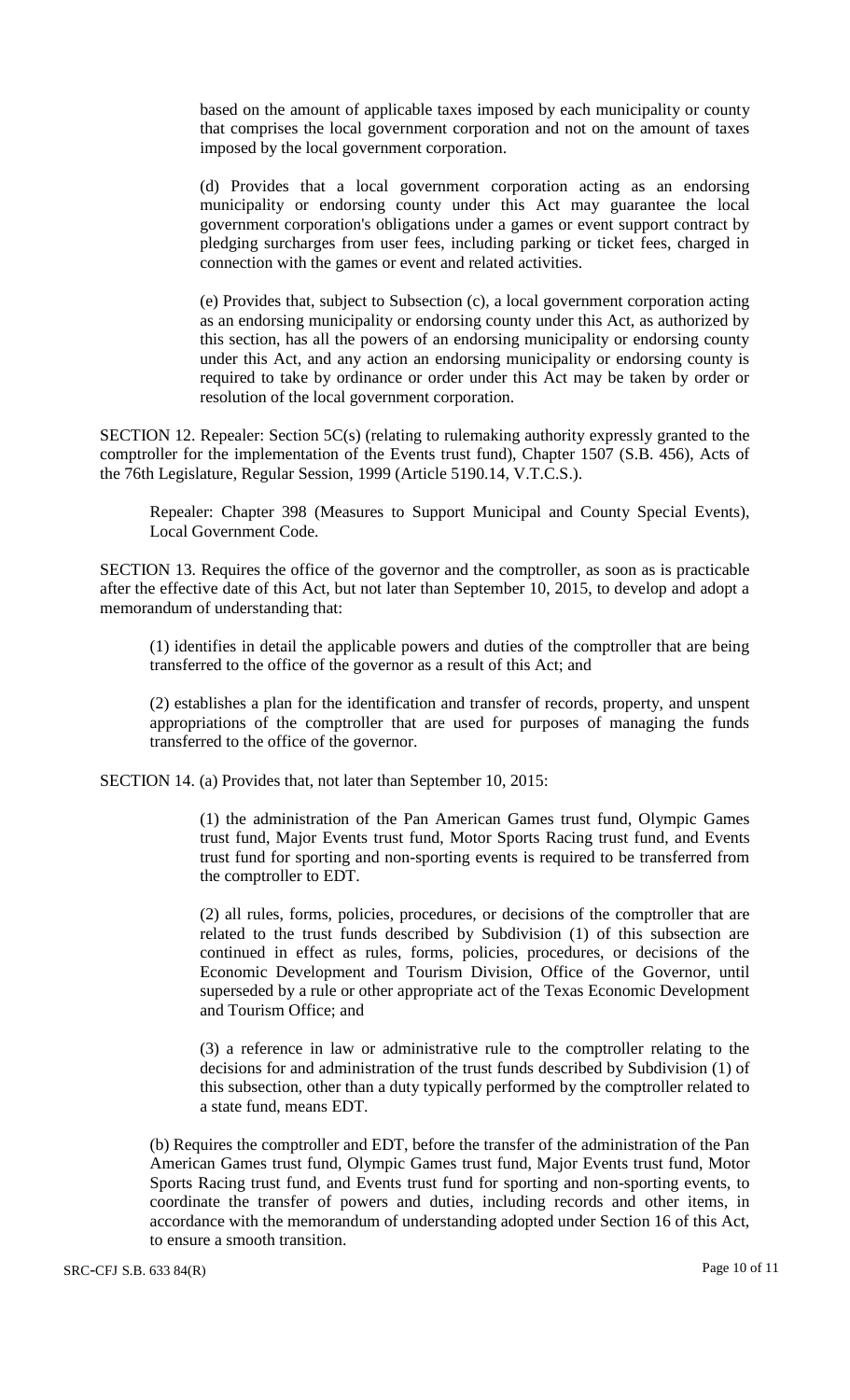based on the amount of applicable taxes imposed by each municipality or county that comprises the local government corporation and not on the amount of taxes imposed by the local government corporation.

(d) Provides that a local government corporation acting as an endorsing municipality or endorsing county under this Act may guarantee the local government corporation's obligations under a games or event support contract by pledging surcharges from user fees, including parking or ticket fees, charged in connection with the games or event and related activities.

(e) Provides that, subject to Subsection (c), a local government corporation acting as an endorsing municipality or endorsing county under this Act, as authorized by this section, has all the powers of an endorsing municipality or endorsing county under this Act, and any action an endorsing municipality or endorsing county is required to take by ordinance or order under this Act may be taken by order or resolution of the local government corporation.

SECTION 12. Repealer: Section 5C(s) (relating to rulemaking authority expressly granted to the comptroller for the implementation of the Events trust fund), Chapter 1507 (S.B. 456), Acts of the 76th Legislature, Regular Session, 1999 (Article 5190.14, V.T.C.S.).

Repealer: Chapter 398 (Measures to Support Municipal and County Special Events), Local Government Code.

SECTION 13. Requires the office of the governor and the comptroller, as soon as is practicable after the effective date of this Act, but not later than September 10, 2015, to develop and adopt a memorandum of understanding that:

(1) identifies in detail the applicable powers and duties of the comptroller that are being transferred to the office of the governor as a result of this Act; and

(2) establishes a plan for the identification and transfer of records, property, and unspent appropriations of the comptroller that are used for purposes of managing the funds transferred to the office of the governor.

SECTION 14. (a) Provides that, not later than September 10, 2015:

(1) the administration of the Pan American Games trust fund, Olympic Games trust fund, Major Events trust fund, Motor Sports Racing trust fund, and Events trust fund for sporting and non-sporting events is required to be transferred from the comptroller to EDT.

(2) all rules, forms, policies, procedures, or decisions of the comptroller that are related to the trust funds described by Subdivision (1) of this subsection are continued in effect as rules, forms, policies, procedures, or decisions of the Economic Development and Tourism Division, Office of the Governor, until superseded by a rule or other appropriate act of the Texas Economic Development and Tourism Office; and

(3) a reference in law or administrative rule to the comptroller relating to the decisions for and administration of the trust funds described by Subdivision (1) of this subsection, other than a duty typically performed by the comptroller related to a state fund, means EDT.

(b) Requires the comptroller and EDT, before the transfer of the administration of the Pan American Games trust fund, Olympic Games trust fund, Major Events trust fund, Motor Sports Racing trust fund, and Events trust fund for sporting and non-sporting events, to coordinate the transfer of powers and duties, including records and other items, in accordance with the memorandum of understanding adopted under Section 16 of this Act, to ensure a smooth transition.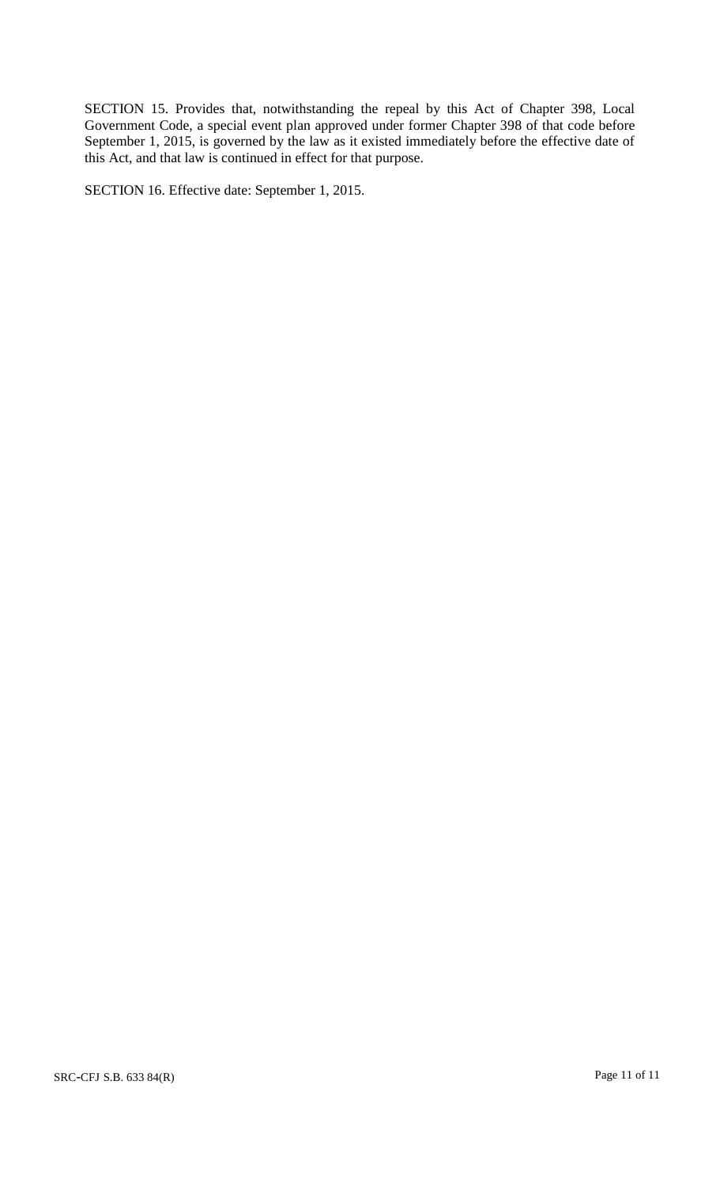SECTION 15. Provides that, notwithstanding the repeal by this Act of Chapter 398, Local Government Code, a special event plan approved under former Chapter 398 of that code before September 1, 2015, is governed by the law as it existed immediately before the effective date of this Act, and that law is continued in effect for that purpose.

SECTION 16. Effective date: September 1, 2015.